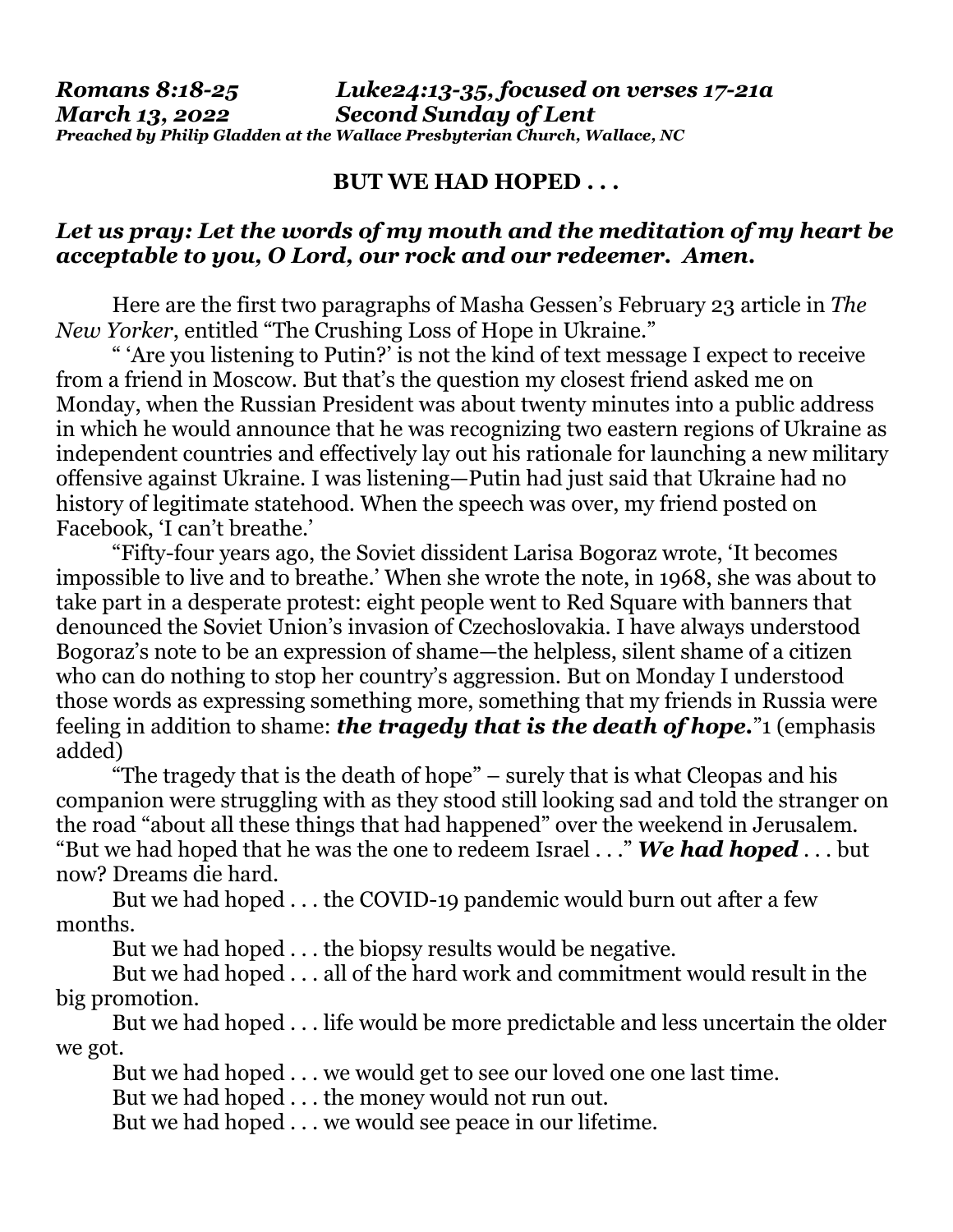***Romans 8:18-25 Luke24:13-35, focused on verses 17-21a***
***March 13, 2022 Second Sunday of Lent***
***Preached by Philip Gladden at the Wallace Presbyterian Church, Wallace, NC***

**BUT WE HAD HOPED . . .**

***Let us pray: Let the words of my mouth and the meditation of my heart be acceptable to you, O Lord, our rock and our redeemer. Amen.***

Here are the first two paragraphs of Masha Gessen's February 23 article in *The New Yorker*, entitled "The Crushing Loss of Hope in Ukraine."

" 'Are you listening to Putin?' is not the kind of text message I expect to receive from a friend in Moscow. But that's the question my closest friend asked me on Monday, when the Russian President was about twenty minutes into a public address in which he would announce that he was recognizing two eastern regions of Ukraine as independent countries and effectively lay out his rationale for launching a new military offensive against Ukraine. I was listening—Putin had just said that Ukraine had no history of legitimate statehood. When the speech was over, my friend posted on Facebook, 'I can't breathe.'

"Fifty-four years ago, the Soviet dissident Larisa Bogoraz wrote, 'It becomes impossible to live and to breathe.' When she wrote the note, in 1968, she was about to take part in a desperate protest: eight people went to Red Square with banners that denounced the Soviet Union's invasion of Czechoslovakia. I have always understood Bogoraz's note to be an expression of shame—the helpless, silent shame of a citizen who can do nothing to stop her country's aggression. But on Monday I understood those words as expressing something more, something that my friends in Russia were feeling in addition to shame: ***the tragedy that is the death of hope.***"[1] (emphasis added)

"The tragedy that is the death of hope" – surely that is what Cleopas and his companion were struggling with as they stood still looking sad and told the stranger on the road "about all these things that had happened" over the weekend in Jerusalem. "But we had hoped that he was the one to redeem Israel . . ." ***We had hoped*** . . . but now? Dreams die hard.

But we had hoped . . . the COVID-19 pandemic would burn out after a few months.

But we had hoped . . . the biopsy results would be negative.

But we had hoped . . . all of the hard work and commitment would result in the big promotion.

But we had hoped . . . life would be more predictable and less uncertain the older we got.

But we had hoped . . . we would get to see our loved one one last time.

But we had hoped . . . the money would not run out.

But we had hoped . . . we would see peace in our lifetime.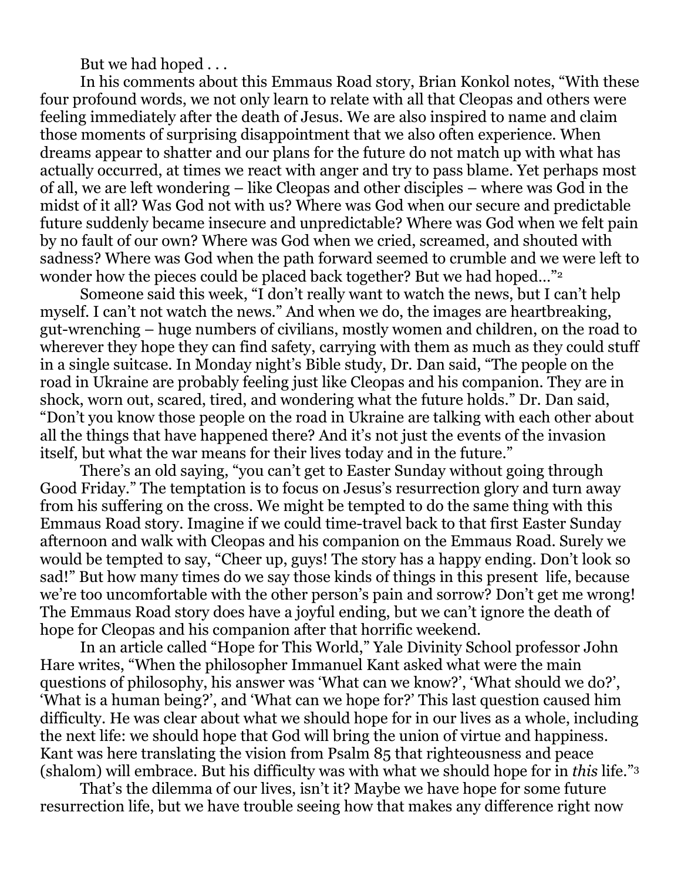But we had hoped . . .

In his comments about this Emmaus Road story, Brian Konkol notes, "With these four profound words, we not only learn to relate with all that Cleopas and others were feeling immediately after the death of Jesus. We are also inspired to name and claim those moments of surprising disappointment that we also often experience. When dreams appear to shatter and our plans for the future do not match up with what has actually occurred, at times we react with anger and try to pass blame. Yet perhaps most of all, we are left wondering – like Cleopas and other disciples – where was God in the midst of it all? Was God not with us? Where was God when our secure and predictable future suddenly became insecure and unpredictable? Where was God when we felt pain by no fault of our own? Where was God when we cried, screamed, and shouted with sadness? Where was God when the path forward seemed to crumble and we were left to wonder how the pieces could be placed back together? But we had hoped…"[2]

Someone said this week, "I don't really want to watch the news, but I can't help myself. I can't not watch the news." And when we do, the images are heartbreaking, gut-wrenching – huge numbers of civilians, mostly women and children, on the road to wherever they hope they can find safety, carrying with them as much as they could stuff in a single suitcase. In Monday night's Bible study, Dr. Dan said, "The people on the road in Ukraine are probably feeling just like Cleopas and his companion. They are in shock, worn out, scared, tired, and wondering what the future holds." Dr. Dan said, "Don't you know those people on the road in Ukraine are talking with each other about all the things that have happened there? And it's not just the events of the invasion itself, but what the war means for their lives today and in the future."

There's an old saying, "you can't get to Easter Sunday without going through Good Friday." The temptation is to focus on Jesus's resurrection glory and turn away from his suffering on the cross. We might be tempted to do the same thing with this Emmaus Road story. Imagine if we could time-travel back to that first Easter Sunday afternoon and walk with Cleopas and his companion on the Emmaus Road. Surely we would be tempted to say, "Cheer up, guys! The story has a happy ending. Don't look so sad!" But how many times do we say those kinds of things in this present life, because we're too uncomfortable with the other person's pain and sorrow? Don't get me wrong! The Emmaus Road story does have a joyful ending, but we can't ignore the death of hope for Cleopas and his companion after that horrific weekend.

In an article called "Hope for This World," Yale Divinity School professor John Hare writes, "When the philosopher Immanuel Kant asked what were the main questions of philosophy, his answer was 'What can we know?', 'What should we do?', 'What is a human being?', and 'What can we hope for?' This last question caused him difficulty. He was clear about what we should hope for in our lives as a whole, including the next life: we should hope that God will bring the union of virtue and happiness. Kant was here translating the vision from Psalm 85 that righteousness and peace (shalom) will embrace. But his difficulty was with what we should hope for in *this* life."[3]

That's the dilemma of our lives, isn't it? Maybe we have hope for some future resurrection life, but we have trouble seeing how that makes any difference right now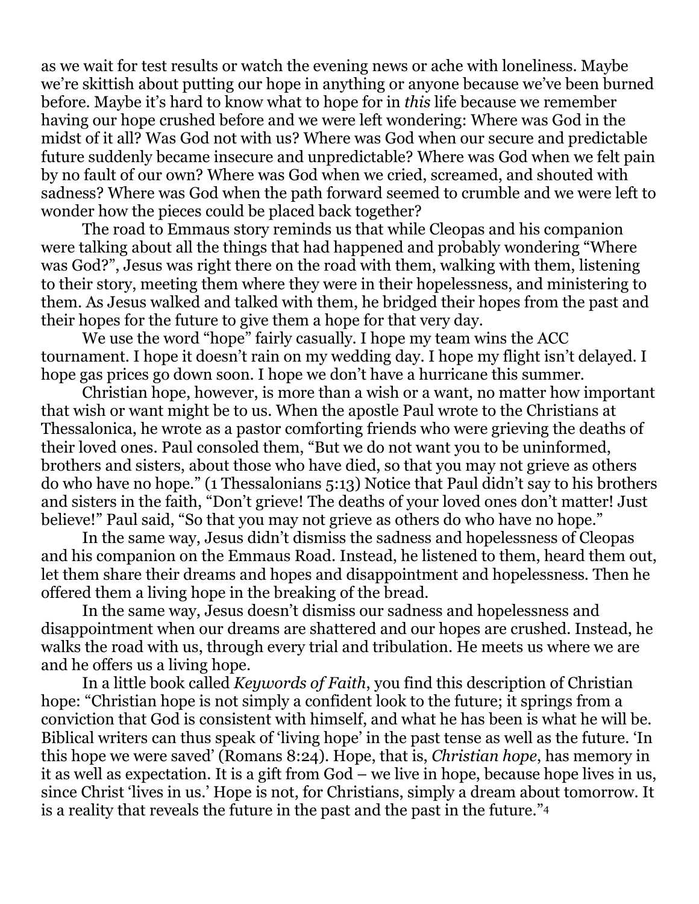as we wait for test results or watch the evening news or ache with loneliness. Maybe we're skittish about putting our hope in anything or anyone because we've been burned before. Maybe it's hard to know what to hope for in *this* life because we remember having our hope crushed before and we were left wondering: Where was God in the midst of it all? Was God not with us? Where was God when our secure and predictable future suddenly became insecure and unpredictable? Where was God when we felt pain by no fault of our own? Where was God when we cried, screamed, and shouted with sadness? Where was God when the path forward seemed to crumble and we were left to wonder how the pieces could be placed back together?

The road to Emmaus story reminds us that while Cleopas and his companion were talking about all the things that had happened and probably wondering "Where was God?", Jesus was right there on the road with them, walking with them, listening to their story, meeting them where they were in their hopelessness, and ministering to them. As Jesus walked and talked with them, he bridged their hopes from the past and their hopes for the future to give them a hope for that very day.

We use the word "hope" fairly casually. I hope my team wins the ACC tournament. I hope it doesn't rain on my wedding day. I hope my flight isn't delayed. I hope gas prices go down soon. I hope we don't have a hurricane this summer.

Christian hope, however, is more than a wish or a want, no matter how important that wish or want might be to us. When the apostle Paul wrote to the Christians at Thessalonica, he wrote as a pastor comforting friends who were grieving the deaths of their loved ones. Paul consoled them, "But we do not want you to be uninformed, brothers and sisters, about those who have died, so that you may not grieve as others do who have no hope." (1 Thessalonians 5:13) Notice that Paul didn't say to his brothers and sisters in the faith, "Don't grieve! The deaths of your loved ones don't matter! Just believe!" Paul said, "So that you may not grieve as others do who have no hope."

In the same way, Jesus didn't dismiss the sadness and hopelessness of Cleopas and his companion on the Emmaus Road. Instead, he listened to them, heard them out, let them share their dreams and hopes and disappointment and hopelessness. Then he offered them a living hope in the breaking of the bread.

In the same way, Jesus doesn't dismiss our sadness and hopelessness and disappointment when our dreams are shattered and our hopes are crushed. Instead, he walks the road with us, through every trial and tribulation. He meets us where we are and he offers us a living hope.

In a little book called *Keywords of Faith*, you find this description of Christian hope: "Christian hope is not simply a confident look to the future; it springs from a conviction that God is consistent with himself, and what he has been is what he will be. Biblical writers can thus speak of 'living hope' in the past tense as well as the future. 'In this hope we were saved' (Romans 8:24). Hope, that is, *Christian hope*, has memory in it as well as expectation. It is a gift from God – we live in hope, because hope lives in us, since Christ 'lives in us.' Hope is not, for Christians, simply a dream about tomorrow. It is a reality that reveals the future in the past and the past in the future."[4]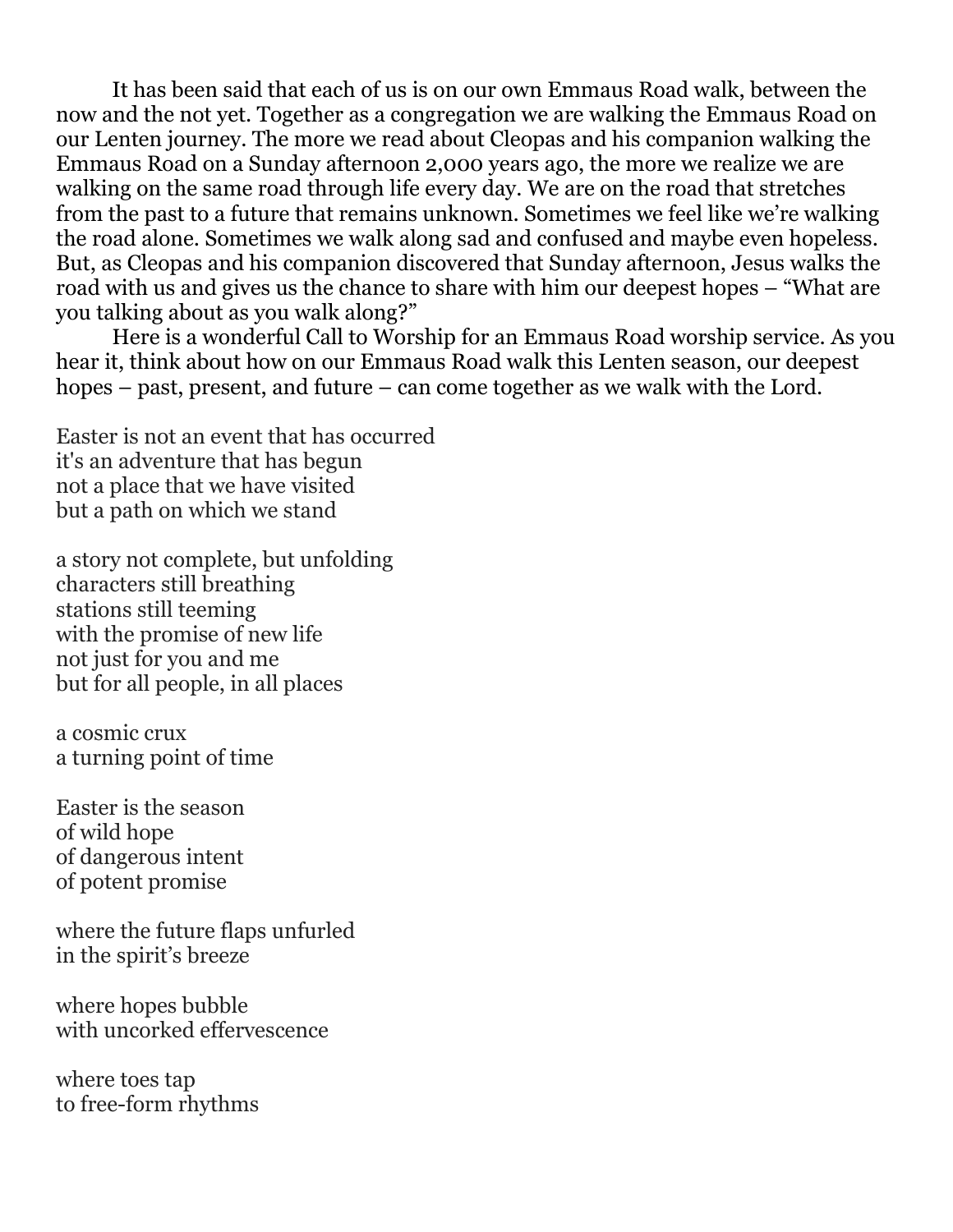It has been said that each of us is on our own Emmaus Road walk, between the now and the not yet. Together as a congregation we are walking the Emmaus Road on our Lenten journey. The more we read about Cleopas and his companion walking the Emmaus Road on a Sunday afternoon 2,000 years ago, the more we realize we are walking on the same road through life every day. We are on the road that stretches from the past to a future that remains unknown. Sometimes we feel like we're walking the road alone. Sometimes we walk along sad and confused and maybe even hopeless. But, as Cleopas and his companion discovered that Sunday afternoon, Jesus walks the road with us and gives us the chance to share with him our deepest hopes – "What are you talking about as you walk along?"

Here is a wonderful Call to Worship for an Emmaus Road worship service. As you hear it, think about how on our Emmaus Road walk this Lenten season, our deepest hopes – past, present, and future – can come together as we walk with the Lord.

Easter is not an event that has occurred
it's an adventure that has begun
not a place that we have visited
but a path on which we stand

a story not complete, but unfolding
characters still breathing
stations still teeming
with the promise of new life
not just for you and me
but for all people, in all places

a cosmic crux
a turning point of time

Easter is the season
of wild hope
of dangerous intent
of potent promise

where the future flaps unfurled
in the spirit's breeze

where hopes bubble
with uncorked effervescence

where toes tap
to free-form rhythms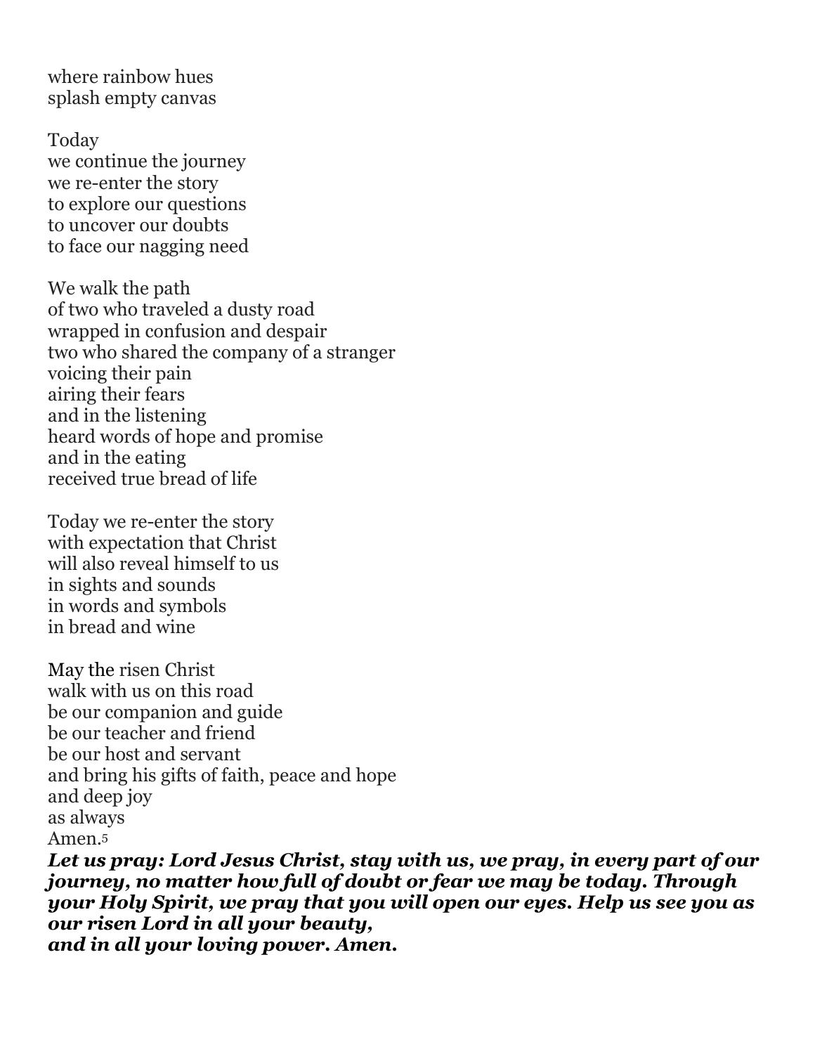where rainbow hues  
splash empty canvas

Today  
we continue the journey  
we re-enter the story  
to explore our questions  
to uncover our doubts  
to face our nagging need

We walk the path  
of two who traveled a dusty road  
wrapped in confusion and despair  
two who shared the company of a stranger  
voicing their pain  
airing their fears  
and in the listening  
heard words of hope and promise  
and in the eating  
received true bread of life

Today we re-enter the story  
with expectation that Christ  
will also reveal himself to us  
in sights and sounds  
in words and symbols  
in bread and wine

May the risen Christ  
walk with us on this road  
be our companion and guide  
be our teacher and friend  
be our host and servant  
and bring his gifts of faith, peace and hope  
and deep joy  
as always  
Amen.[5]

***Let us pray: Lord Jesus Christ, stay with us, we pray, in every part of our journey, no matter how full of doubt or fear we may be today. Through your Holy Spirit, we pray that you will open our eyes. Help us see you as our risen Lord in all your beauty,***  
***and in all your loving power. Amen.***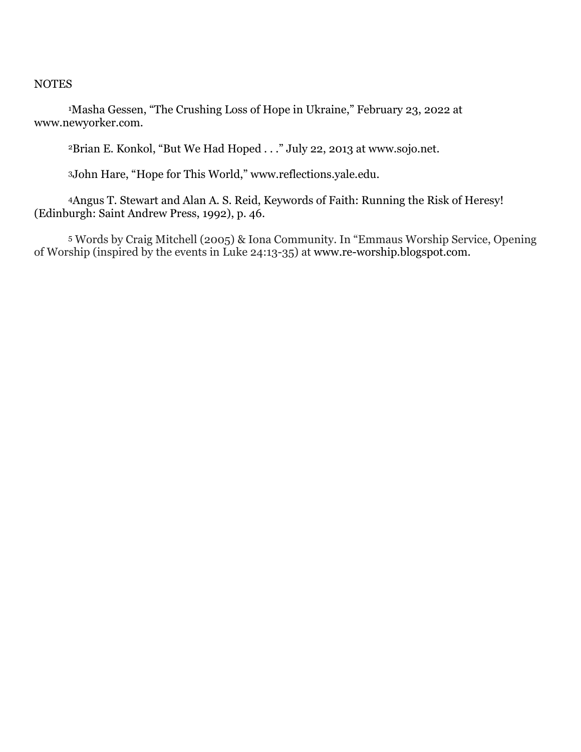NOTES

[1]Masha Gessen, "The Crushing Loss of Hope in Ukraine," February 23, 2022 at www.newyorker.com.

[2]Brian E. Konkol, "But We Had Hoped . . ." July 22, 2013 at www.sojo.net.

[3]John Hare, "Hope for This World," www.reflections.yale.edu.

[4]Angus T. Stewart and Alan A. S. Reid, Keywords of Faith: Running the Risk of Heresy! (Edinburgh: Saint Andrew Press, 1992), p. 46.

[5] Words by Craig Mitchell (2005) & Iona Community. In "Emmaus Worship Service, Opening of Worship (inspired by the events in Luke 24:13-35) at www.re-worship.blogspot.com.